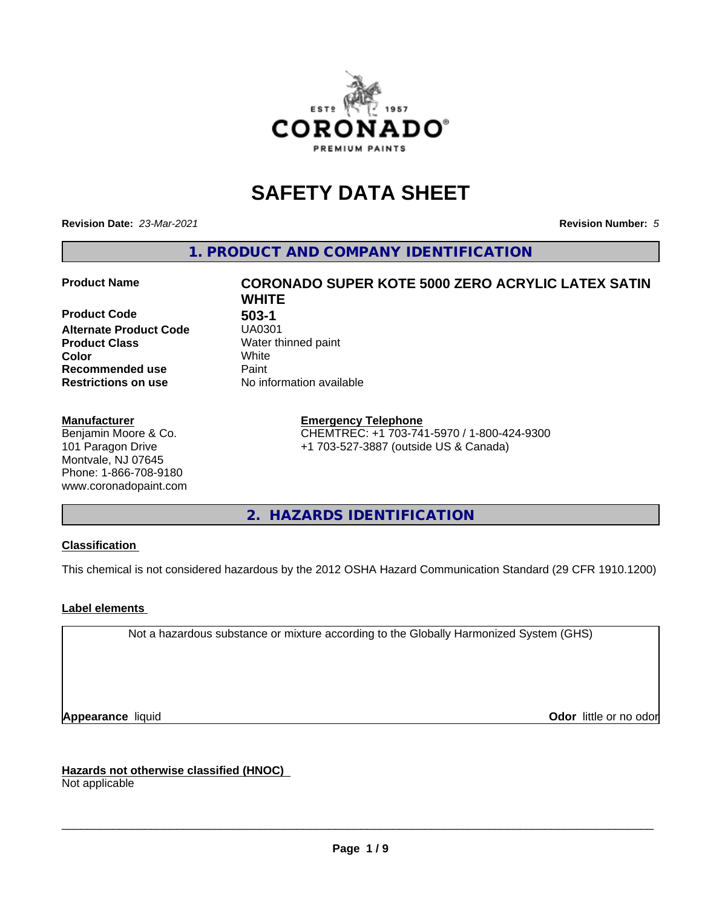# SAFETY DATA SHEET

**Revision Date:** *23-Mar-2021*

**Revision Number:** *5*

## 1. PRODUCT AND COMPANY IDENTIFICATION

| | |
|---|---|
| **Product Name** | **CORONADO SUPER KOTE 5000 ZERO ACRYLIC LATEX SATIN WHITE** |
| **Product Code** | **503-1** |
| **Alternate Product Code** | UA0301 |
| **Product Class** | Water thinned paint |
| **Color** | White |
| **Recommended use** | Paint |
| **Restrictions on use** | No information available |

**Manufacturer**
Benjamin Moore & Co.
101 Paragon Drive
Montvale, NJ 07645
Phone: 1-866-708-9180
www.coronadopaint.com

**Emergency Telephone**
CHEMTREC: +1 703-741-5970 / 1-800-424-9300
+1 703-527-3887 (outside US & Canada)

## 2. HAZARDS IDENTIFICATION

**Classification**

This chemical is not considered hazardous by the 2012 OSHA Hazard Communication Standard (29 CFR 1910.1200)

**Label elements**

Not a hazardous substance or mixture according to the Globally Harmonized System (GHS)

**Appearance** liquid

**Odor** little or no odor

**Hazards not otherwise classified (HNOC)**
Not applicable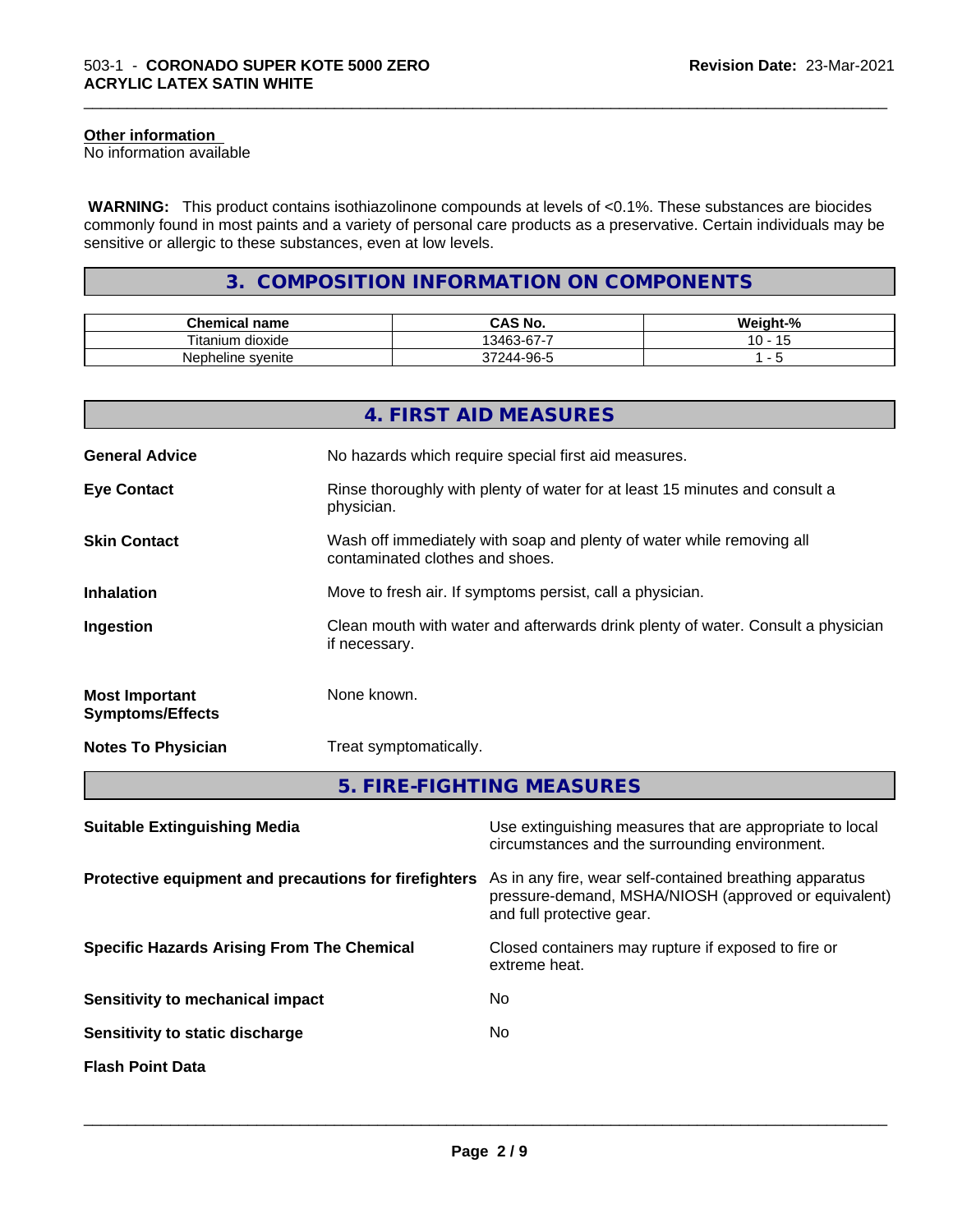**Other information**
No information available

**WARNING:** This product contains isothiazolinone compounds at levels of <0.1%. These substances are biocides commonly found in most paints and a variety of personal care products as a preservative. Certain individuals may be sensitive or allergic to these substances, even at low levels.

## 3. COMPOSITION INFORMATION ON COMPONENTS

| Chemical name | CAS No. | Weight-% |
|---|---|---|
| Titanium dioxide | 13463-67-7 | 10 - 15 |
| Nepheline syenite | 37244-96-5 | 1 - 5 |

## 4. FIRST AID MEASURES

**General Advice** No hazards which require special first aid measures.

**Eye Contact** Rinse thoroughly with plenty of water for at least 15 minutes and consult a physician.

**Skin Contact** Wash off immediately with soap and plenty of water while removing all contaminated clothes and shoes.

**Inhalation** Move to fresh air. If symptoms persist, call a physician.

**Ingestion** Clean mouth with water and afterwards drink plenty of water. Consult a physician if necessary.

**Most Important Symptoms/Effects** None known.

**Notes To Physician** Treat symptomatically.

## 5. FIRE-FIGHTING MEASURES

**Suitable Extinguishing Media** Use extinguishing measures that are appropriate to local circumstances and the surrounding environment.

**Protective equipment and precautions for firefighters** As in any fire, wear self-contained breathing apparatus pressure-demand, MSHA/NIOSH (approved or equivalent) and full protective gear.

**Specific Hazards Arising From The Chemical** Closed containers may rupture if exposed to fire or extreme heat.

**Sensitivity to mechanical impact** No

**Sensitivity to static discharge** No

**Flash Point Data**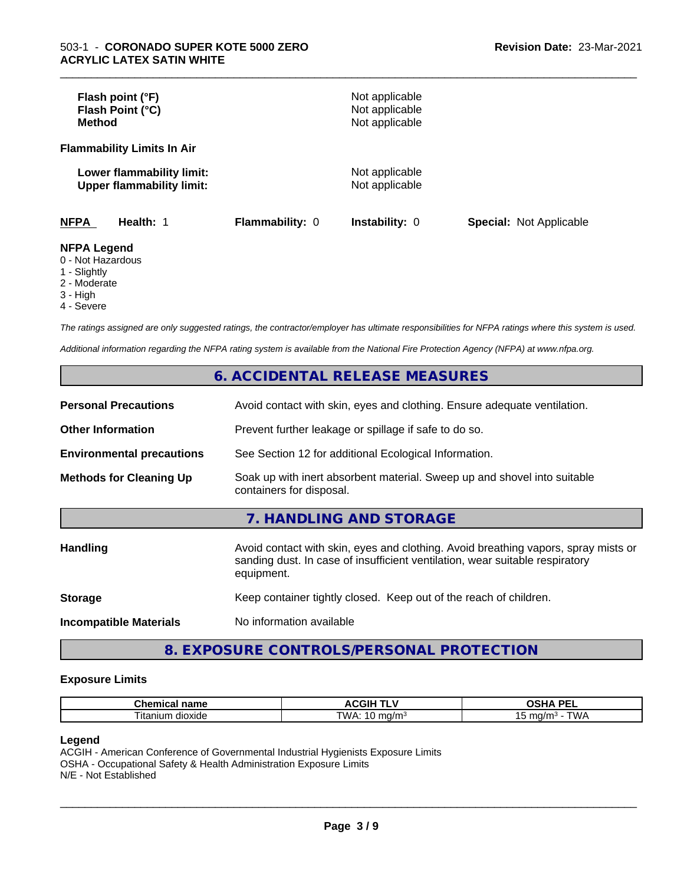| | |
|---|---|
| **Flash point (°F)** | Not applicable |
| **Flash Point (°C)** | Not applicable |
| **Method** | Not applicable |

**Flammability Limits In Air**

| | |
|---|---|
| **Lower flammability limit:** | Not applicable |
| **Upper flammability limit:** | Not applicable |

| **NFPA** | **Health:** 1 | **Flammability:** 0 | **Instability:** 0 | **Special:** Not Applicable |
|---|---|---|---|---|

**NFPA Legend**

0 - Not Hazardous
1 - Slightly
2 - Moderate
3 - High
4 - Severe

*The ratings assigned are only suggested ratings, the contractor/employer has ultimate responsibilities for NFPA ratings where this system is used.*

*Additional information regarding the NFPA rating system is available from the National Fire Protection Agency (NFPA) at www.nfpa.org.*

## 6. ACCIDENTAL RELEASE MEASURES

| | |
|---|---|
| **Personal Precautions** | Avoid contact with skin, eyes and clothing. Ensure adequate ventilation. |
| **Other Information** | Prevent further leakage or spillage if safe to do so. |
| **Environmental precautions** | See Section 12 for additional Ecological Information. |
| **Methods for Cleaning Up** | Soak up with inert absorbent material. Sweep up and shovel into suitable containers for disposal. |

## 7. HANDLING AND STORAGE

| | |
|---|---|
| **Handling** | Avoid contact with skin, eyes and clothing. Avoid breathing vapors, spray mists or sanding dust. In case of insufficient ventilation, wear suitable respiratory equipment. |
| **Storage** | Keep container tightly closed. Keep out of the reach of children. |
| **Incompatible Materials** | No information available |

## 8. EXPOSURE CONTROLS/PERSONAL PROTECTION

### Exposure Limits

| Chemical name | ACGIH TLV | OSHA PEL |
|---|---|---|
| Titanium dioxide | TWA: 10 mg/m³ | 15 mg/m³ - TWA |

**Legend**

ACGIH - American Conference of Governmental Industrial Hygienists Exposure Limits
OSHA - Occupational Safety & Health Administration Exposure Limits
N/E - Not Established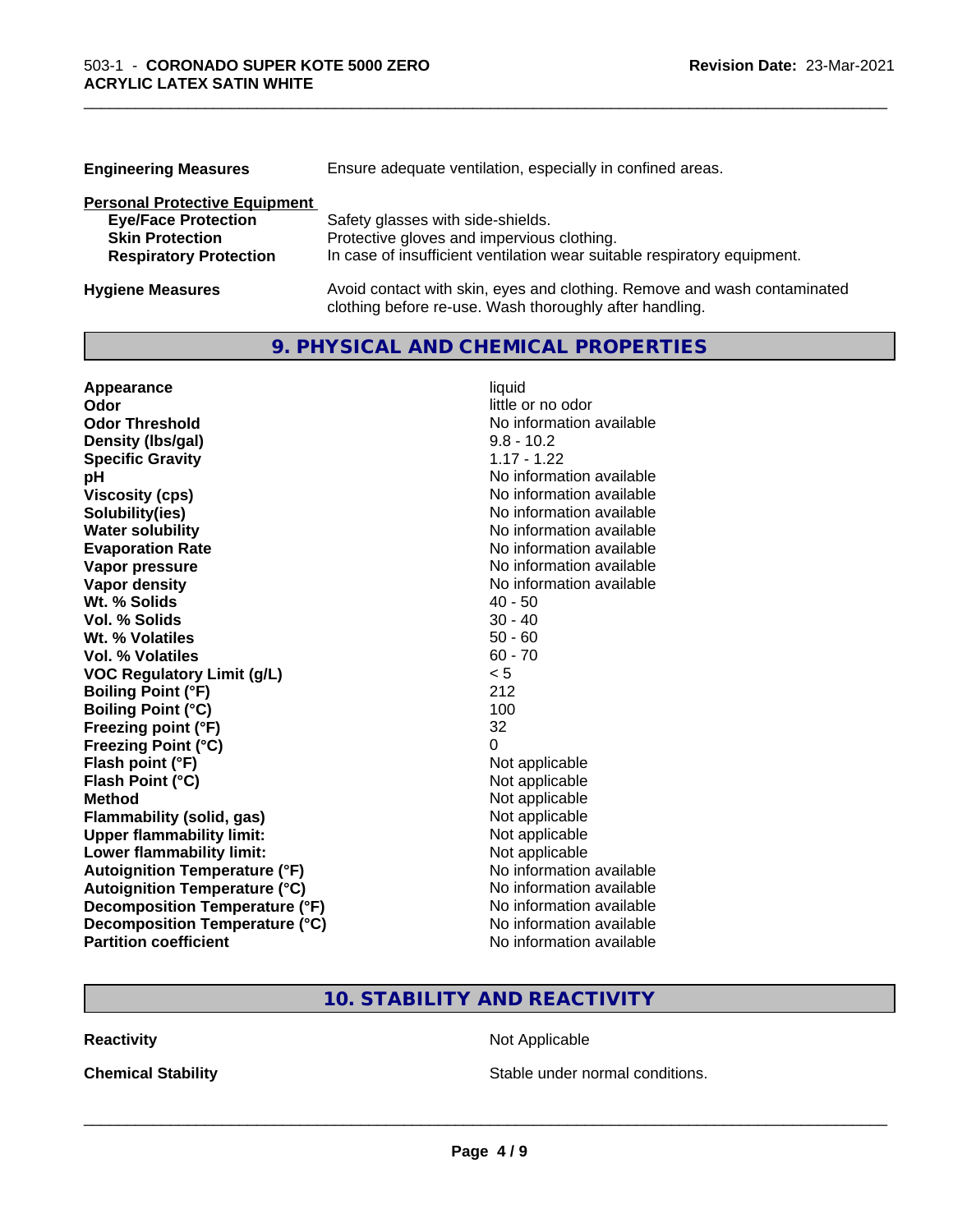| | |
|---|---|
| **Engineering Measures** | Ensure adequate ventilation, especially in confined areas. |

**Personal Protective Equipment**

| | |
|---|---|
| **Eye/Face Protection** | Safety glasses with side-shields. |
| **Skin Protection** | Protective gloves and impervious clothing. |
| **Respiratory Protection** | In case of insufficient ventilation wear suitable respiratory equipment. |

| | |
|---|---|
| **Hygiene Measures** | Avoid contact with skin, eyes and clothing. Remove and wash contaminated clothing before re-use. Wash thoroughly after handling. |

## 9. PHYSICAL AND CHEMICAL PROPERTIES

| | |
|---|---|
| **Appearance** | liquid |
| **Odor** | little or no odor |
| **Odor Threshold** | No information available |
| **Density (lbs/gal)** | 9.8 - 10.2 |
| **Specific Gravity** | 1.17 - 1.22 |
| **pH** | No information available |
| **Viscosity (cps)** | No information available |
| **Solubility(ies)** | No information available |
| **Water solubility** | No information available |
| **Evaporation Rate** | No information available |
| **Vapor pressure** | No information available |
| **Vapor density** | No information available |
| **Wt. % Solids** | 40 - 50 |
| **Vol. % Solids** | 30 - 40 |
| **Wt. % Volatiles** | 50 - 60 |
| **Vol. % Volatiles** | 60 - 70 |
| **VOC Regulatory Limit (g/L)** | < 5 |
| **Boiling Point (°F)** | 212 |
| **Boiling Point (°C)** | 100 |
| **Freezing point (°F)** | 32 |
| **Freezing Point (°C)** | 0 |
| **Flash point (°F)** | Not applicable |
| **Flash Point (°C)** | Not applicable |
| **Method** | Not applicable |
| **Flammability (solid, gas)** | Not applicable |
| **Upper flammability limit:** | Not applicable |
| **Lower flammability limit:** | Not applicable |
| **Autoignition Temperature (°F)** | No information available |
| **Autoignition Temperature (°C)** | No information available |
| **Decomposition Temperature (°F)** | No information available |
| **Decomposition Temperature (°C)** | No information available |
| **Partition coefficient** | No information available |

## 10. STABILITY AND REACTIVITY

| | |
|---|---|
| **Reactivity** | Not Applicable |
| **Chemical Stability** | Stable under normal conditions. |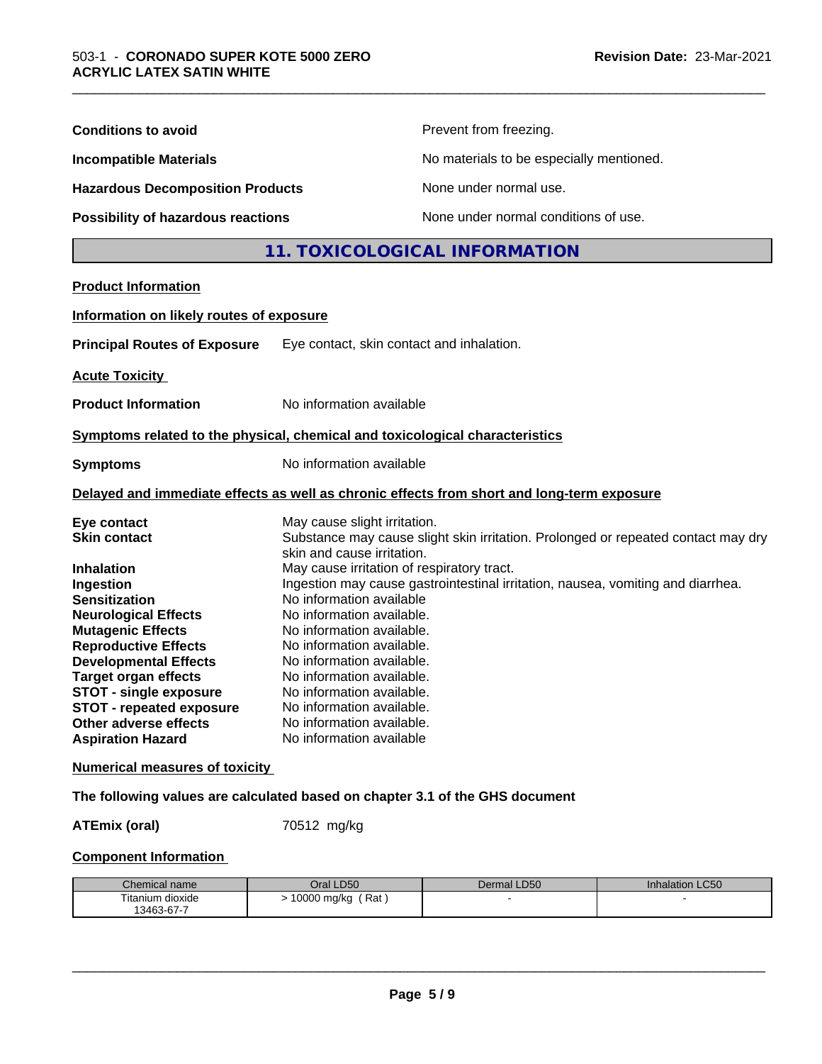**Conditions to avoid** Prevent from freezing.

**Incompatible Materials** No materials to be especially mentioned.

**Hazardous Decomposition Products** None under normal use.

**Possibility of hazardous reactions** None under normal conditions of use.

## 11. TOXICOLOGICAL INFORMATION

**Product Information**

**Information on likely routes of exposure**

**Principal Routes of Exposure** Eye contact, skin contact and inhalation.

**Acute Toxicity**

**Product Information** No information available

**Symptoms related to the physical, chemical and toxicological characteristics**

**Symptoms** No information available

**Delayed and immediate effects as well as chronic effects from short and long-term exposure**

**Eye contact** May cause slight irritation.
**Skin contact** Substance may cause slight skin irritation. Prolonged or repeated contact may dry skin and cause irritation.
**Inhalation** May cause irritation of respiratory tract.
**Ingestion** Ingestion may cause gastrointestinal irritation, nausea, vomiting and diarrhea.
**Sensitization** No information available
**Neurological Effects** No information available.
**Mutagenic Effects** No information available.
**Reproductive Effects** No information available.
**Developmental Effects** No information available.
**Target organ effects** No information available.
**STOT - single exposure** No information available.
**STOT - repeated exposure** No information available.
**Other adverse effects** No information available.
**Aspiration Hazard** No information available

**Numerical measures of toxicity**

**The following values are calculated based on chapter 3.1 of the GHS document**

**ATEmix (oral)** 70512 mg/kg

**Component Information**

| Chemical name | Oral LD50 | Dermal LD50 | Inhalation LC50 |
|---|---|---|---|
| Titanium dioxide<br>13463-67-7 | > 10000 mg/kg ( Rat ) | - | - |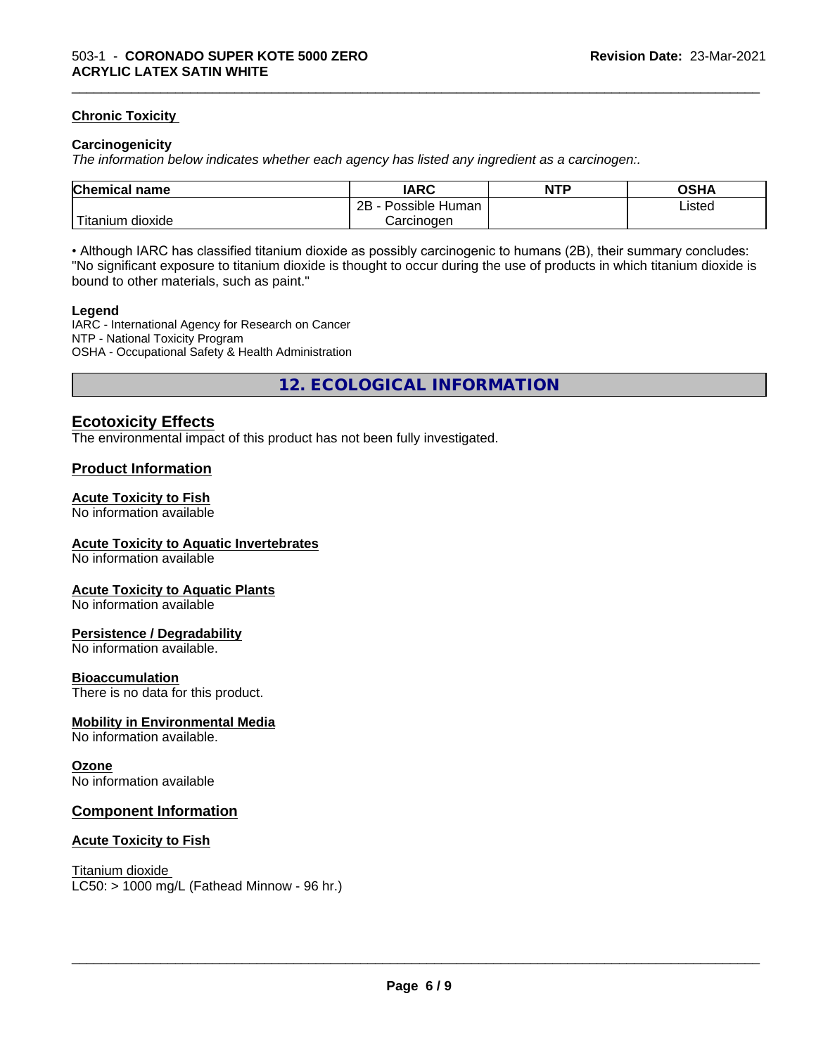### Chronic Toxicity

**Carcinogenicity**

*The information below indicates whether each agency has listed any ingredient as a carcinogen:.*

| Chemical name | IARC | NTP | OSHA |
|---|---|---|---|
| Titanium dioxide | 2B - Possible Human Carcinogen | | Listed |

• Although IARC has classified titanium dioxide as possibly carcinogenic to humans (2B), their summary concludes: "No significant exposure to titanium dioxide is thought to occur during the use of products in which titanium dioxide is bound to other materials, such as paint."

**Legend**

IARC - International Agency for Research on Cancer
NTP - National Toxicity Program
OSHA - Occupational Safety & Health Administration

## 12. ECOLOGICAL INFORMATION

### Ecotoxicity Effects

The environmental impact of this product has not been fully investigated.

### Product Information

**Acute Toxicity to Fish**
No information available

**Acute Toxicity to Aquatic Invertebrates**
No information available

**Acute Toxicity to Aquatic Plants**
No information available

**Persistence / Degradability**
No information available.

**Bioaccumulation**
There is no data for this product.

**Mobility in Environmental Media**
No information available.

**Ozone**
No information available

### Component Information

**Acute Toxicity to Fish**

Titanium dioxide
LC50: > 1000 mg/L (Fathead Minnow - 96 hr.)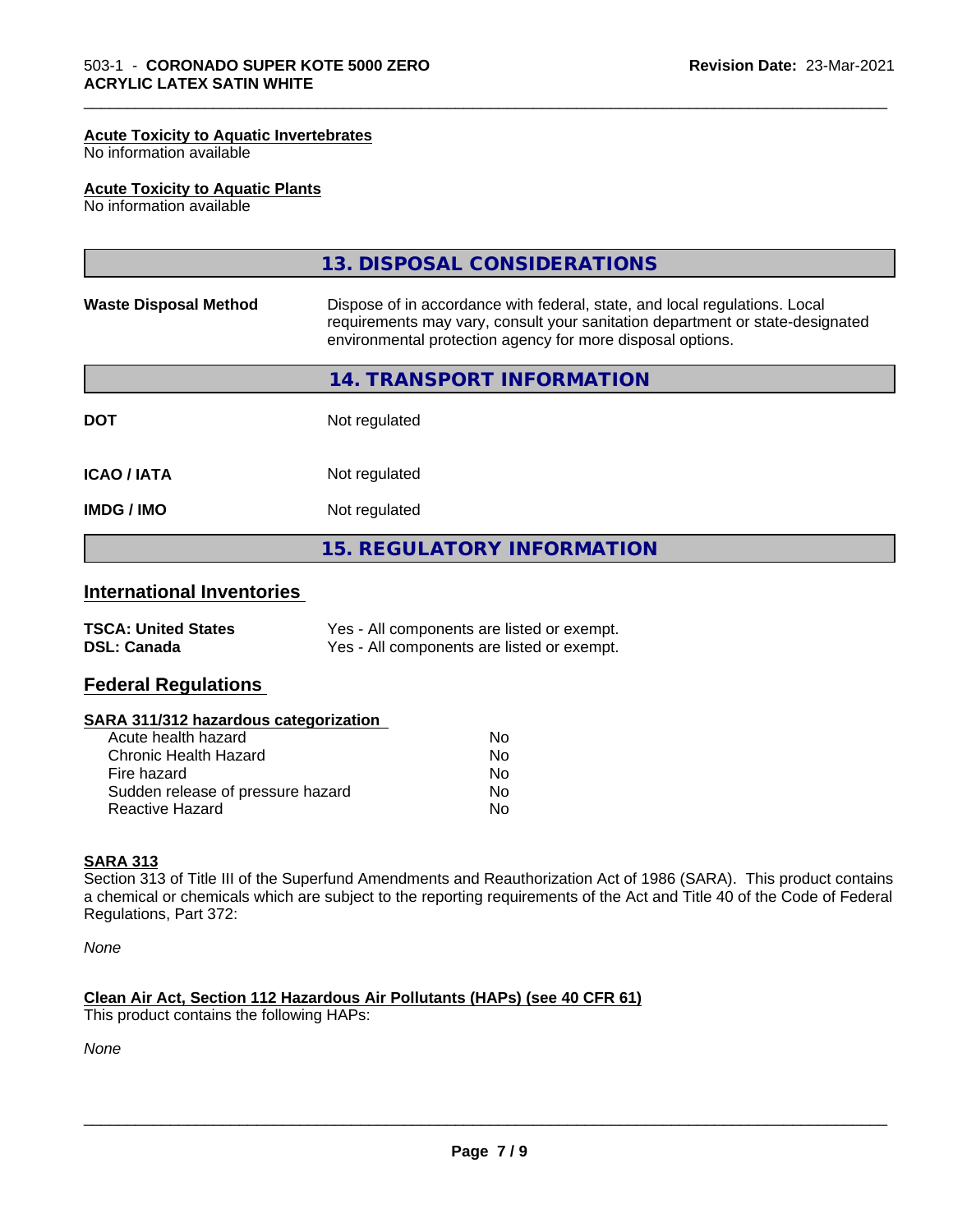#### Acute Toxicity to Aquatic Invertebrates
No information available

#### Acute Toxicity to Aquatic Plants
No information available

## 13. DISPOSAL CONSIDERATIONS

| | |
|---|---|
| **Waste Disposal Method** | Dispose of in accordance with federal, state, and local regulations. Local requirements may vary, consult your sanitation department or state-designated environmental protection agency for more disposal options. |

## 14. TRANSPORT INFORMATION

| | |
|---|---|
| **DOT** | Not regulated |
| **ICAO / IATA** | Not regulated |
| **IMDG / IMO** | Not regulated |

## 15. REGULATORY INFORMATION

### International Inventories

| | |
|---|---|
| **TSCA: United States** | Yes - All components are listed or exempt. |
| **DSL: Canada** | Yes - All components are listed or exempt. |

### Federal Regulations

#### SARA 311/312 hazardous categorization

| | |
|---|---|
| Acute health hazard | No |
| Chronic Health Hazard | No |
| Fire hazard | No |
| Sudden release of pressure hazard | No |
| Reactive Hazard | No |

#### SARA 313
Section 313 of Title III of the Superfund Amendments and Reauthorization Act of 1986 (SARA). This product contains a chemical or chemicals which are subject to the reporting requirements of the Act and Title 40 of the Code of Federal Regulations, Part 372:

*None*

#### Clean Air Act, Section 112 Hazardous Air Pollutants (HAPs) (see 40 CFR 61)
This product contains the following HAPs:

*None*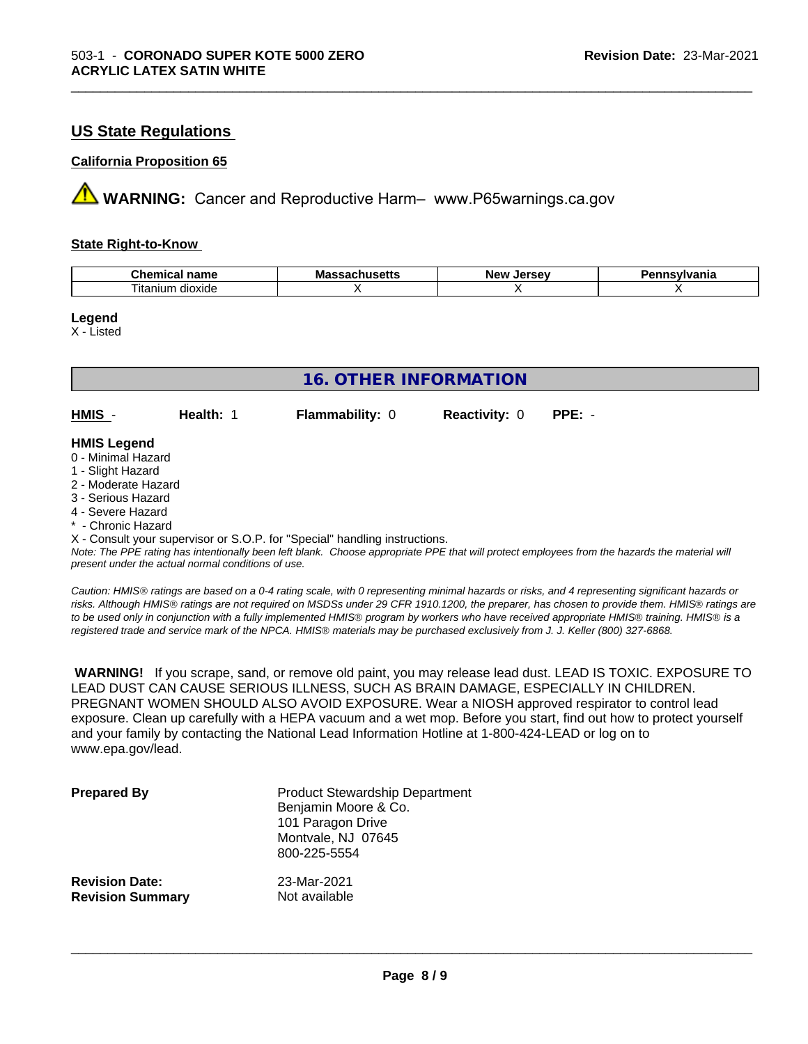## US State Regulations

### California Proposition 65

⚠ **WARNING:** Cancer and Reproductive Harm– www.P65warnings.ca.gov

### State Right-to-Know

| Chemical name | Massachusetts | New Jersey | Pennsylvania |
|---|---|---|---|
| Titanium dioxide | X | X | X |

**Legend**
X - Listed

## 16. OTHER INFORMATION

**HMIS** - **Health:** 1 **Flammability:** 0 **Reactivity:** 0 **PPE:** -

**HMIS Legend**
0 - Minimal Hazard
1 - Slight Hazard
2 - Moderate Hazard
3 - Serious Hazard
4 - Severe Hazard
* - Chronic Hazard
X - Consult your supervisor or S.O.P. for "Special" handling instructions.
*Note: The PPE rating has intentionally been left blank. Choose appropriate PPE that will protect employees from the hazards the material will present under the actual normal conditions of use.*

*Caution: HMIS® ratings are based on a 0-4 rating scale, with 0 representing minimal hazards or risks, and 4 representing significant hazards or risks. Although HMIS® ratings are not required on MSDSs under 29 CFR 1910.1200, the preparer, has chosen to provide them. HMIS® ratings are to be used only in conjunction with a fully implemented HMIS® program by workers who have received appropriate HMIS® training. HMIS® is a registered trade and service mark of the NPCA. HMIS® materials may be purchased exclusively from J. J. Keller (800) 327-6868.*

**WARNING!** If you scrape, sand, or remove old paint, you may release lead dust. LEAD IS TOXIC. EXPOSURE TO LEAD DUST CAN CAUSE SERIOUS ILLNESS, SUCH AS BRAIN DAMAGE, ESPECIALLY IN CHILDREN. PREGNANT WOMEN SHOULD ALSO AVOID EXPOSURE. Wear a NIOSH approved respirator to control lead exposure. Clean up carefully with a HEPA vacuum and a wet mop. Before you start, find out how to protect yourself and your family by contacting the National Lead Information Hotline at 1-800-424-LEAD or log on to www.epa.gov/lead.

**Prepared By**
Product Stewardship Department
Benjamin Moore & Co.
101 Paragon Drive
Montvale, NJ 07645
800-225-5554

**Revision Date:** 23-Mar-2021
**Revision Summary** Not available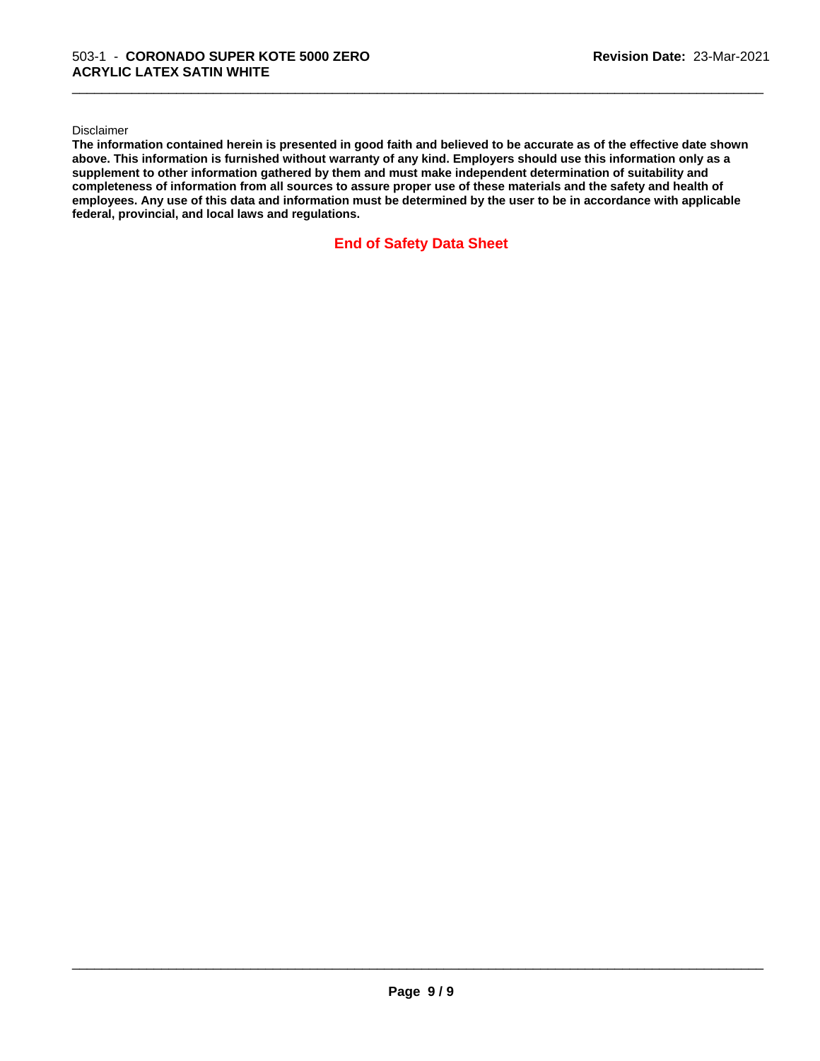Disclaimer

**The information contained herein is presented in good faith and believed to be accurate as of the effective date shown above. This information is furnished without warranty of any kind. Employers should use this information only as a supplement to other information gathered by them and must make independent determination of suitability and completeness of information from all sources to assure proper use of these materials and the safety and health of employees. Any use of this data and information must be determined by the user to be in accordance with applicable federal, provincial, and local laws and regulations.**

**End of Safety Data Sheet**